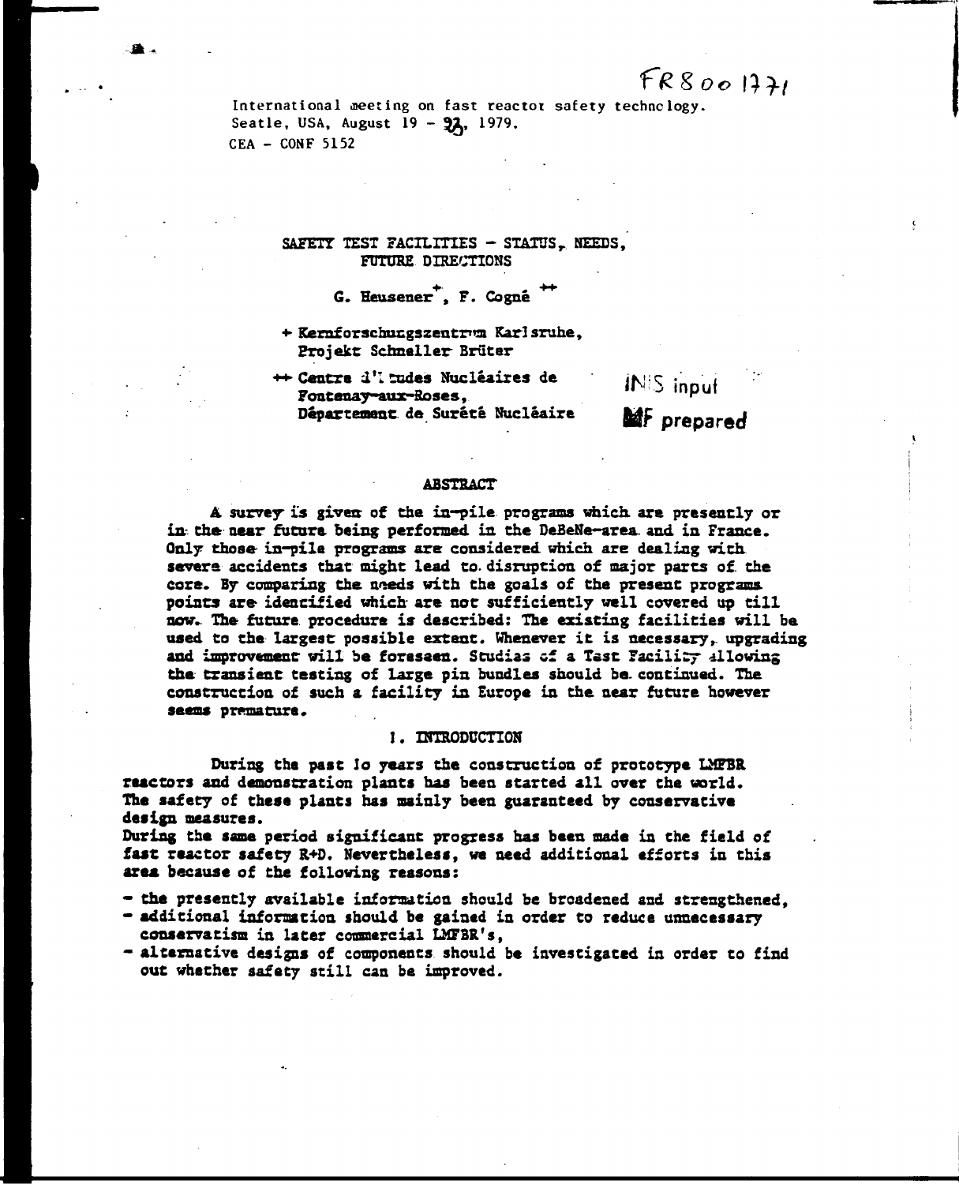FR8001771

International meeting on fast reactor safety technology.
Seatle, USA, August 19 - 23, 1979.
CEA - CONF 5152

# SAFETY TEST FACILITIES - STATUS, NEEDS, FUTURE DIRECTIONS

G. Heusener[+], F. Cogné[++]

[+] Kernforschungszentrum Karlsruhe, Projekt Schneller Brüter

[++] Centre d'Etudes Nucléaires de Fontenay-aux-Roses, Département de Sûreté Nucléaire

INIS input
MF prepared

## ABSTRACT

A survey is given of the in-pile programs which are presently or in the near future being performed in the DeBeNe-area and in France. Only those in-pile programs are considered which are dealing with severe accidents that might lead to disruption of major parts of the core. By comparing the needs with the goals of the present programs points are identified which are not sufficiently well covered up till now. The future procedure is described: The existing facilities will be used to the largest possible extent. Whenever it is necessary, upgrading and improvement will be foreseen. Studies of a Test Facility allowing the transient testing of large pin bundles should be continued. The construction of such a facility in Europe in the near future however seems premature.

## 1. INTRODUCTION

During the past 10 years the construction of prototype LMFBR reactors and demonstration plants has been started all over the world. The safety of these plants has mainly been guaranteed by conservative design measures.
During the same period significant progress has been made in the field of fast reactor safety R+D. Nevertheless, we need additional efforts in this area because of the following reasons:

- the presently available information should be broadened and strengthened,
- additional information should be gained in order to reduce unnecessary conservatism in later commercial LMFBR's,
- alternative designs of components should be investigated in order to find out whether safety still can be improved.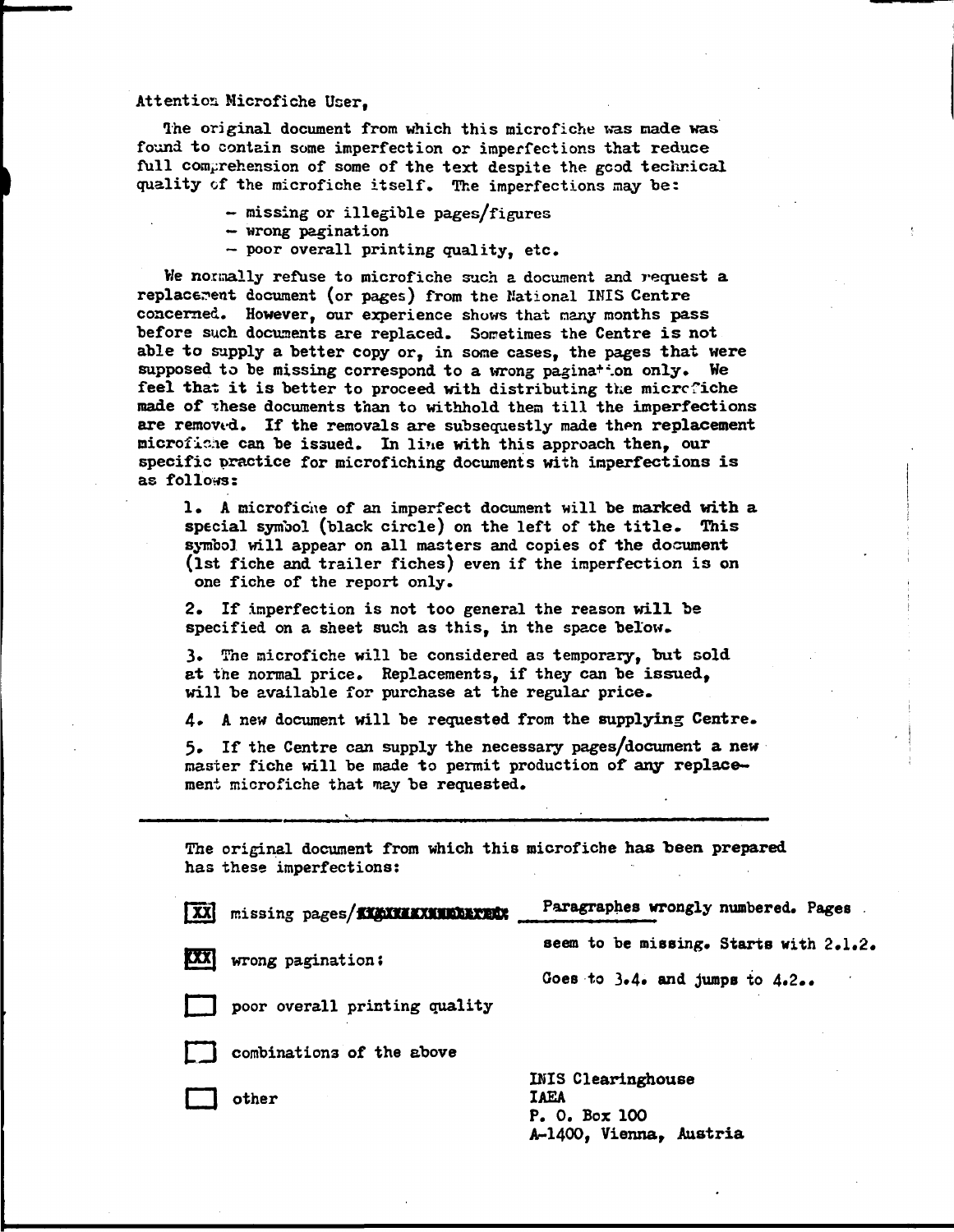Attention Microfiche User,

The original document from which this microfiche was made was found to contain some imperfection or imperfections that reduce full comprehension of some of the text despite the good technical quality of the microfiche itself. The imperfections may be:

- missing or illegible pages/figures
- wrong pagination
- poor overall printing quality, etc.

We normally refuse to microfiche such a document and request a replacement document (or pages) from the National INIS Centre concerned. However, our experience shows that many months pass before such documents are replaced. Sometimes the Centre is not able to supply a better copy or, in some cases, the pages that were supposed to be missing correspond to a wrong pagination only. We feel that it is better to proceed with distributing the microfiche made of these documents than to withhold them till the imperfections are removed. If the removals are subsequestly made then replacement microfiche can be issued. In line with this approach then, our specific practice for microfiching documents with imperfections is as follows:

1. A microfiche of an imperfect document will be marked with a special symbol (black circle) on the left of the title. This symbol will appear on all masters and copies of the document (1st fiche and trailer fiches) even if the imperfection is on one fiche of the report only.

2. If imperfection is not too general the reason will be specified on a sheet such as this, in the space below.

3. The microfiche will be considered as temporary, but sold at the normal price. Replacements, if they can be issued, will be available for purchase at the regular price.

4. A new document will be requested from the supplying Centre.

5. If the Centre can supply the necessary pages/document a new master fiche will be made to permit production of any replacement microfiche that may be requested.

---

The original document from which this microfiche has been prepared has these imperfections:

[XX] missing pages/~~figures numbered~~

[XX] wrong pagination:

[ ] poor overall printing quality

[ ] combinations of the above

[ ] other

Paragraphes wrongly numbered. Pages seem to be missing. Starts with 2.1.2. Goes to 3.4. and jumps to 4.2..

INIS Clearinghouse
IAEA
P. O. Box 100
A-1400, Vienna, Austria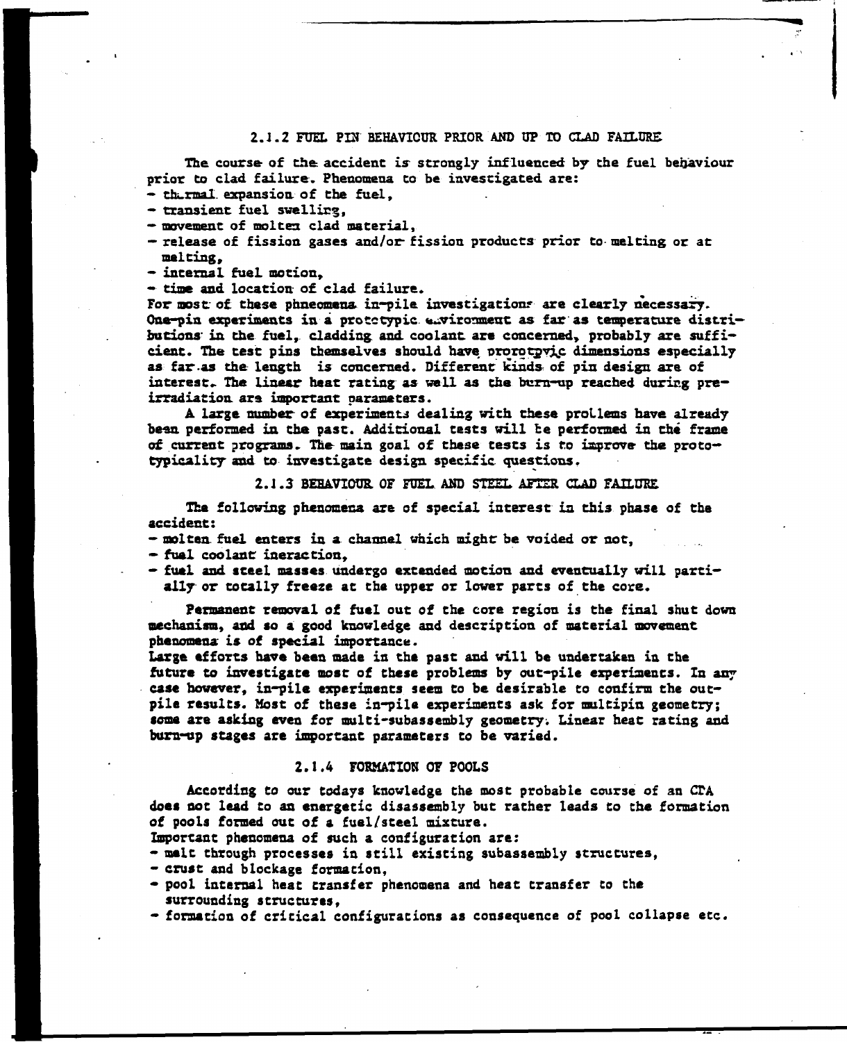### 2.1.2 FUEL PIN BEHAVIOUR PRIOR AND UP TO CLAD FAILURE

The course of the accident is strongly influenced by the fuel behaviour prior to clad failure. Phenomena to be investigated are:

- thermal expansion of the fuel,
- transient fuel swelling,
- movement of molten clad material,
- release of fission gases and/or fission products prior to melting or at melting,
- internal fuel motion,
- time and location of clad failure.

For most of these phneomena in-pile investigations are clearly necessary. One-pin experiments in a prototypic environment as far as temperature distributions in the fuel, cladding and coolant are concerned, probably are sufficient. The test pins themselves should have prototypic dimensions especially as far as the length is concerned. Different kinds of pin design are of interest. The linear heat rating as well as the burn-up reached during pre-irradiation are important parameters.

A large number of experiments dealing with these problems have already been performed in the past. Additional tests will be performed in the frame of current programs. The main goal of these tests is to improve the prototypicality and to investigate design specific questions.

### 2.1.3 BEHAVIOUR OF FUEL AND STEEL AFTER CLAD FAILURE

The following phenomena are of special interest in this phase of the accident:

- molten fuel enters in a channel which might be voided or not,
- fuel coolant ineraction,
- fuel and steel masses undergo extended motion and eventually will partially or totally freeze at the upper or lower parts of the core.

Permanent removal of fuel out of the core region is the final shut down mechanism, and so a good knowledge and description of material movement phenomena is of special importance.

Large efforts have been made in the past and will be undertaken in the future to investigate most of these problems by out-pile experiments. In any case however, in-pile experiments seem to be desirable to confirm the out-pile results. Most of these in-pile experiments ask for multipin geometry; some are asking even for multi-subassembly geometry. Linear heat rating and burn-up stages are important parameters to be varied.

### 2.1.4 FORMATION OF POOLS

According to our todays knowledge the most probable course of an CTA does not lead to an energetic disassembly but rather leads to the formation of pools formed out of a fuel/steel mixture.

Important phenomena of such a configuration are:

- melt through processes in still existing subassembly structures,
- crust and blockage formation,
- pool internal heat transfer phenomena and heat transfer to the surrounding structures,
- formation of critical configurations as consequence of pool collapse etc.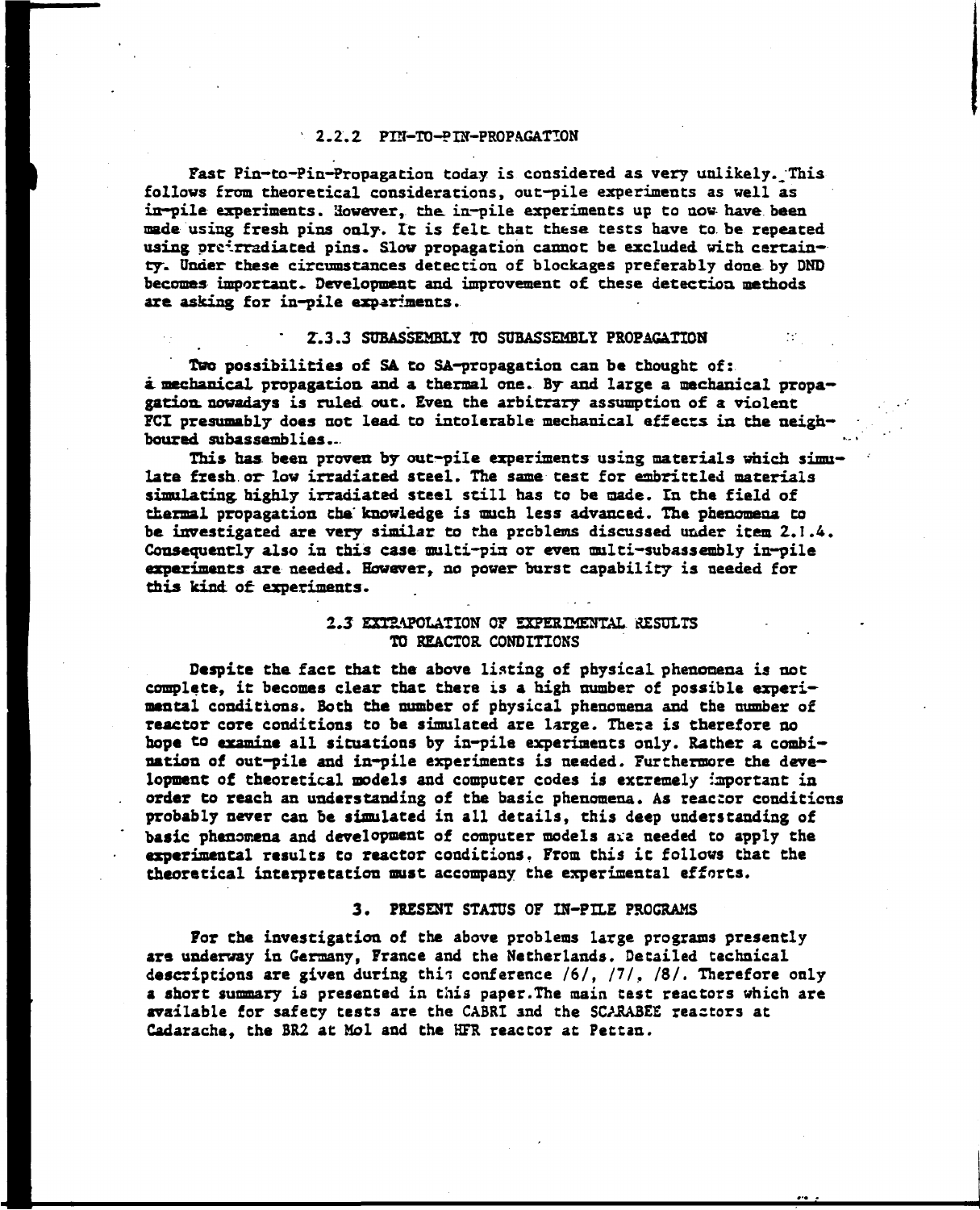### 2.2.2 PIN-TO-PIN-PROPAGATION

Fast Pin-to-Pin-Propagation today is considered as very unlikely. This follows from theoretical considerations, out-pile experiments as well as in-pile experiments. However, the in-pile experiments up to now have been made using fresh pins only. It is felt that these tests have to be repeated using preirradiated pins. Slow propagation cannot be excluded with certainty. Under these circumstances detection of blockages preferably done by DND becomes important. Development and improvement of these detection methods are asking for in-pile experiments.

### 2.3.3 SUBASSEMBLY TO SUBASSEMBLY PROPAGATION

Two possibilities of SA to SA-propagation can be thought of: a mechanical propagation and a thermal one. By and large a mechanical propagation nowadays is ruled out. Even the arbitrary assumption of a violent FCI presumably does not lead to intolerable mechanical effects in the neighboured subassemblies.

This has been proven by out-pile experiments using materials which simulate fresh or low irradiated steel. The same test for embrittled materials simulating highly irradiated steel still has to be made. In the field of thermal propagation the knowledge is much less advanced. The phenomena to be investigated are very similar to the problems discussed under item 2.1.4. Consequently also in this case multi-pin or even multi-subassembly in-pile experiments are needed. However, no power burst capability is needed for this kind of experiments.

## 2.3 EXTRAPOLATION OF EXPERIMENTAL RESULTS TO REACTOR CONDITIONS

Despite the fact that the above listing of physical phenomena is not complete, it becomes clear that there is a high number of possible experimental conditions. Both the number of physical phenomena and the number of reactor core conditions to be simulated are large. There is therefore no hope to examine all situations by in-pile experiments only. Rather a combination of out-pile and in-pile experiments is needed. Furthermore the development of theoretical models and computer codes is extremely important in order to reach an understanding of the basic phenomena. As reactor conditions probably never can be simulated in all details, this deep understanding of basic phenomena and development of computer models are needed to apply the experimental results to reactor conditions. From this it follows that the theoretical interpretation must accompany the experimental efforts.

## 3. PRESENT STATUS OF IN-PILE PROGRAMS

For the investigation of the above problems large programs presently are underway in Germany, France and the Netherlands. Detailed technical descriptions are given during this conference /6/, /7/, /8/. Therefore only a short summary is presented in this paper. The main test reactors which are available for safety tests are the CABRI and the SCARABEE reactors at Cadarache, the BR2 at Mol and the HFR reactor at Petten.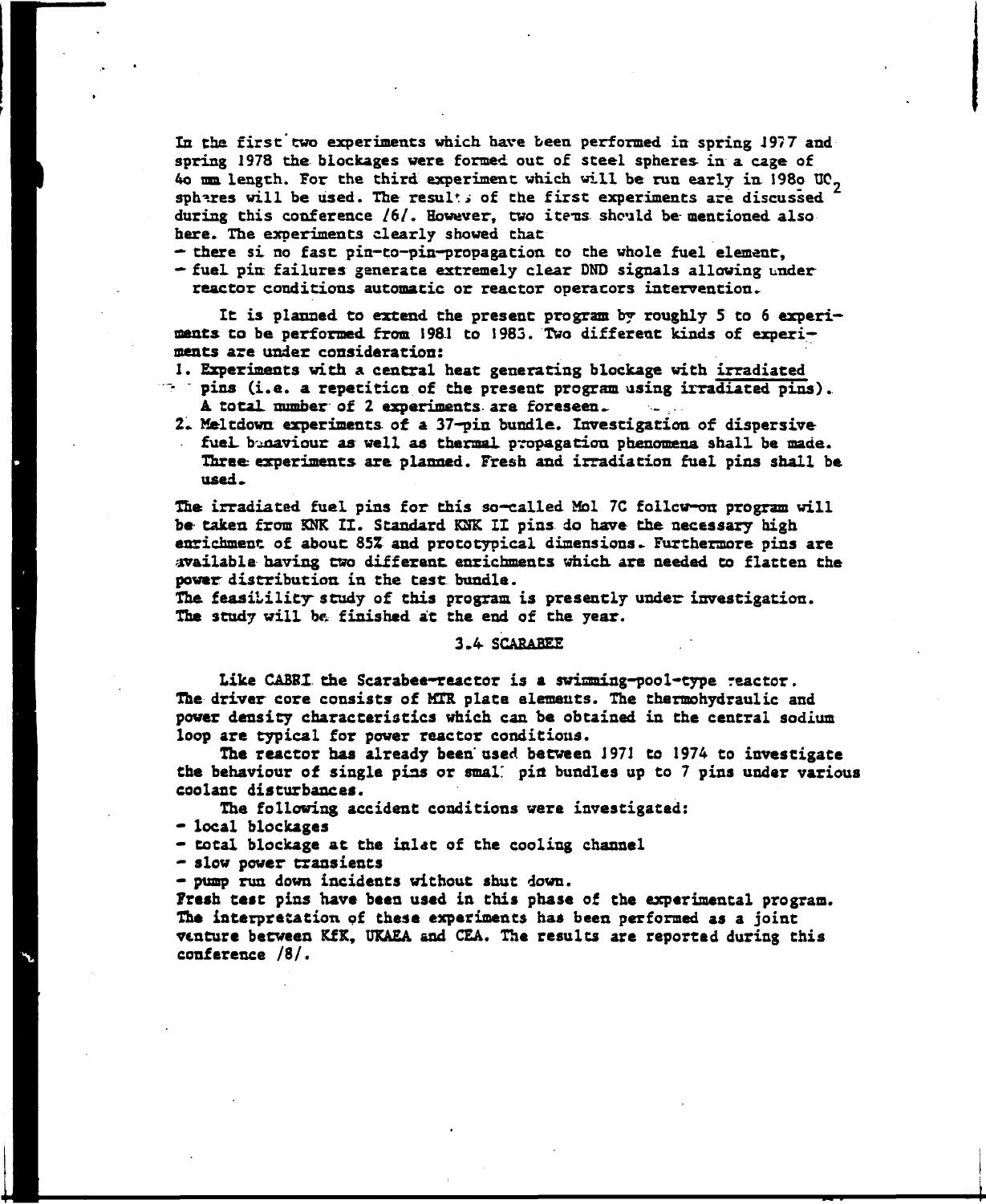In the first two experiments which have been performed in spring 1977 and spring 1978 the blockages were formed out of steel spheres in a cage of 4o mm length. For the third experiment which will be run early in 198o $UO_2$ spheres will be used. The results of the first experiments are discussed during this conference /6/. However, two items should be mentioned also here. The experiments clearly showed that

- there si no fast pin-to-pin-propagation to the whole fuel element,
- fuel pin failures generate extremely clear DND signals allowing under reactor conditions automatic or reactor operators intervention.

It is planned to extend the present program by roughly 5 to 6 experiments to be performed from 1981 to 1983. Two different kinds of experiments are under consideration:

1. Experiments with a central heat generating blockage with <u>irradiated</u> pins (i.e. a repetition of the present program using irradiated pins). A total number of 2 experiments are foreseen.
2. Meltdown experiments of a 37-pin bundle. Investigation of dispersive fuel behaviour as well as thermal propagation phenomena shall be made. Three experiments are planned. Fresh and irradiation fuel pins shall be used.

The irradiated fuel pins for this so-called Mol 7C follow-on program will be taken from KNK II. Standard KNK II pins do have the necessary high enrichment of about 85% and prototypical dimensions. Furthermore pins are available having two different enrichments which are needed to flatten the power distribution in the test bundle.
The feasibility study of this program is presently under investigation. The study will be finished at the end of the year.

### 3.4 SCARABEE

Like CABRI the Scarabee-reactor is a swimming-pool-type reactor. The driver core consists of MTR plate elements. The thermohydraulic and power density characteristics which can be obtained in the central sodium loop are typical for power reactor conditions.

The reactor has already been used between 1971 to 1974 to investigate the behaviour of single pins or small pin bundles up to 7 pins under various coolant disturbances.

The following accident conditions were investigated:

- local blockages
- total blockage at the inlet of the cooling channel
- slow power transients
- pump run down incidents without shut down.

Fresh test pins have been used in this phase of the experimental program. The interpretation of these experiments has been performed as a joint venture between KfK, UKAEA and CEA. The results are reported during this conference /8/.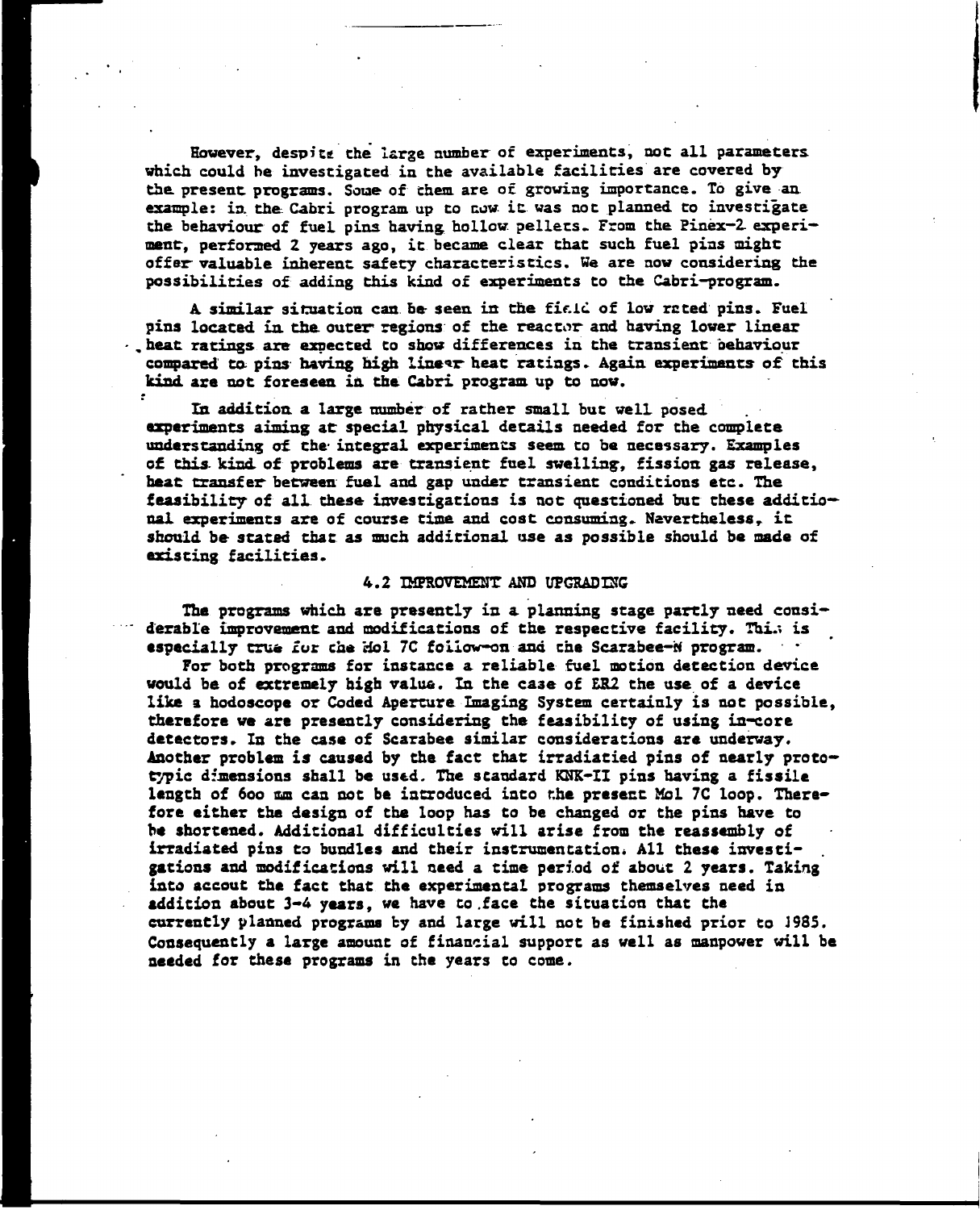However, despite the large number of experiments, not all parameters which could be investigated in the available facilities are covered by the present programs. Some of them are of growing importance. To give an example: in the Cabri program up to now it was not planned to investigate the behaviour of fuel pins having hollow pellets. From the Pinex-2 experiment, performed 2 years ago, it became clear that such fuel pins might offer valuable inherent safety characteristics. We are now considering the possibilities of adding this kind of experiments to the Cabri-program.

A similar situation can be seen in the field of low rated pins. Fuel pins located in the outer regions of the reactor and having lower linear heat ratings are expected to show differences in the transient behaviour compared to pins having high linear heat ratings. Again experiments of this kind are not foreseen in the Cabri program up to now.

In addition a large number of rather small but well posed experiments aiming at special physical details needed for the complete understanding of the integral experiments seem to be necessary. Examples of this kind of problems are transient fuel swelling, fission gas release, heat transfer between fuel and gap under transient conditions etc. The feasibility of all these investigations is not questioned but these additional experiments are of course time and cost consuming. Nevertheless, it should be stated that as much additional use as possible should be made of existing facilities.

## 4.2 IMPROVEMENT AND UPGRADING

The programs which are presently in a planning stage partly need considerable improvement and modifications of the respective facility. This is especially true for the Mol 7C follow-on and the Scarabee-N program.

For both programs for instance a reliable fuel motion detection device would be of extremely high value. In the case of BR2 the use of a device like a hodoscope or Coded Aperture Imaging System certainly is not possible, therefore we are presently considering the feasibility of using in-core detectors. In the case of Scarabee similar considerations are underway. Another problem is caused by the fact that irradiated pins of nearly prototypic dimensions shall be used. The standard KNK-II pins having a fissile length of 600 mm can not be introduced into the present Mol 7C loop. Therefore either the design of the loop has to be changed or the pins have to be shortened. Additional difficulties will arise from the reassembly of irradiated pins to bundles and their instrumentation. All these investigations and modifications will need a time period of about 2 years. Taking into accout the fact that the experimental programs themselves need in addition about 3-4 years, we have to face the situation that the currently planned programs by and large will not be finished prior to 1985. Consequently a large amount of financial support as well as manpower will be needed for these programs in the years to come.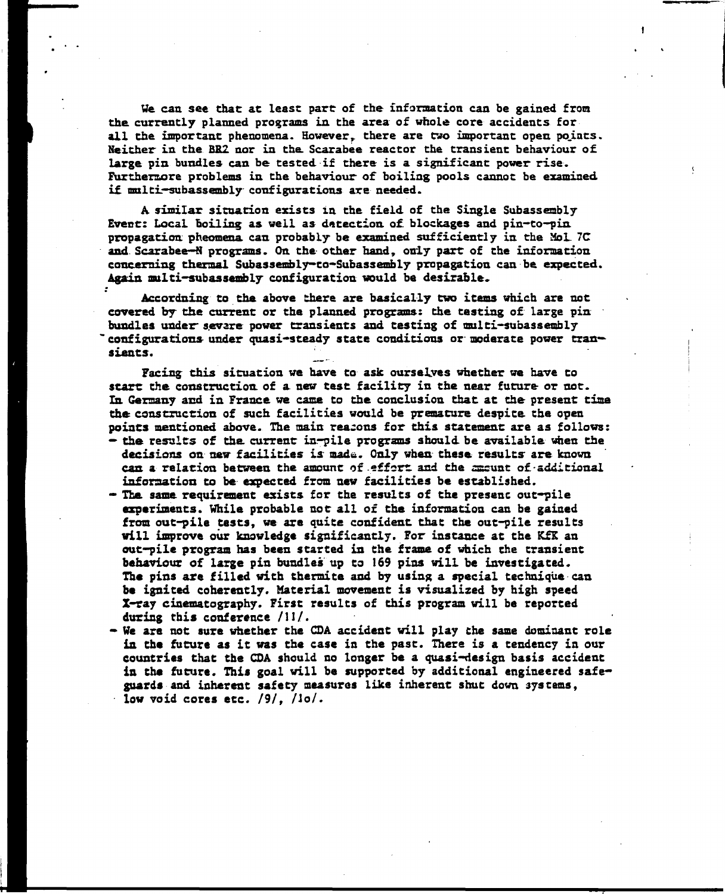We can see that at least part of the information can be gained from the currently planned programs in the area of whole core accidents for all the important phenomena. However, there are two important open points. Neither in the BR2 nor in the Scarabee reactor the transient behaviour of large pin bundles can be tested if there is a significant power rise. Furthermore problems in the behaviour of boiling pools cannot be examined if multi-subassembly configurations are needed.

A similar situation exists in the field of the Single Subassembly Event: Local boiling as well as detection of blockages and pin-to-pin propagation pheomena can probably be examined sufficiently in the Mol 7C and Scarabee-N programs. On the other hand, only part of the information concerning thermal Subassembly-to-Subassembly propagation can be expected. Again multi-subassembly configuration would be desirable.

Accordning to the above there are basically two items which are not covered by the current or the planned programs: the testing of large pin bundles under severe power transients and testing of multi-subassembly configurations under quasi-steady state conditions or moderate power transients.

Facing this situation we have to ask ourselves whether we have to start the construction of a new test facility in the near future or not. In Germany and in France we came to the conclusion that at the present time the construction of such facilities would be premature despite the open points mentioned above. The main reasons for this statement are as follows:

- the results of the current in-pile programs should be available when the decisions on new facilities is made. Only when these results are known can a relation between the amount of effort and the amount of additional information to be expected from new facilities be established.
- The same requirement exists for the results of the present out-pile experiments. While probable not all of the information can be gained from out-pile tests, we are quite confident that the out-pile results will improve our knowledge significantly. For instance at the KfK an out-pile program has been started in the frame of which the transient behaviour of large pin bundles up to 169 pins will be investigated. The pins are filled with thermite and by using a special technique can be ignited coherently. Material movement is visualized by high speed X-ray cinematography. First results of this program will be reported during this conference /11/.
- We are not sure whether the CDA accident will play the same dominant role in the future as it was the case in the past. There is a tendency in our countries that the CDA should no longer be a quasi-design basis accident in the future. This goal will be supported by additional engineered safeguards and inherent safety measures like inherent shut down systems, low void cores etc. /9/, /10/.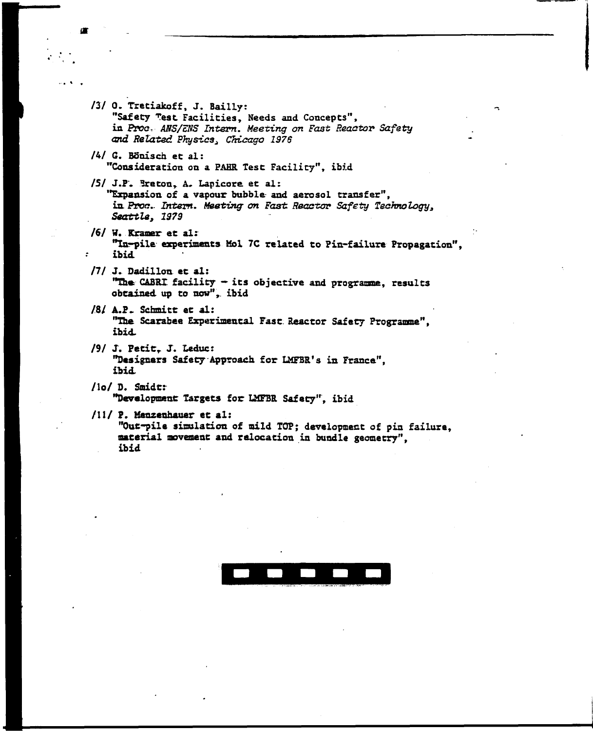/3/ O. Tretiakoff, J. Bailly:
"Safety Test Facilities, Needs and Concepts",
in *Proc. ANS/ENS Intern. Meeting on Fast Reactor Safety and Related Physics, Chicago 1976*

/4/ G. Bönisch et al:
"Consideration on a PAHR Test Facility", ibid

/5/ J.P. Breton, A. Lapicore et al:
"Expansion of a vapour bubble and aerosol transfer",
in *Proc. Intern. Meeting on Fast Reactor Safety Technology, Seattle, 1979*

/6/ W. Kramer et al:
"In-pile experiments Mol 7C related to Pin-failure Propagation",
ibid

/7/ J. Dadillon et al:
"The CABRI facility - its objective and programme, results obtained up to now", ibid

/8/ A.P. Schmitt et al:
"The Scarabee Experimental Fast Reactor Safety Programme",
ibid

/9/ J. Petit, J. Leduc:
"Designers Safety Approach for LMFBR's in France",
ibid

/10/ D. Smidt:
"Development Targets for LMFBR Safety", ibid

/11/ P. Menzenhauer et al:
"Out-pile simulation of mild TOP; development of pin failure, material movement and relocation in bundle geometry",
ibid